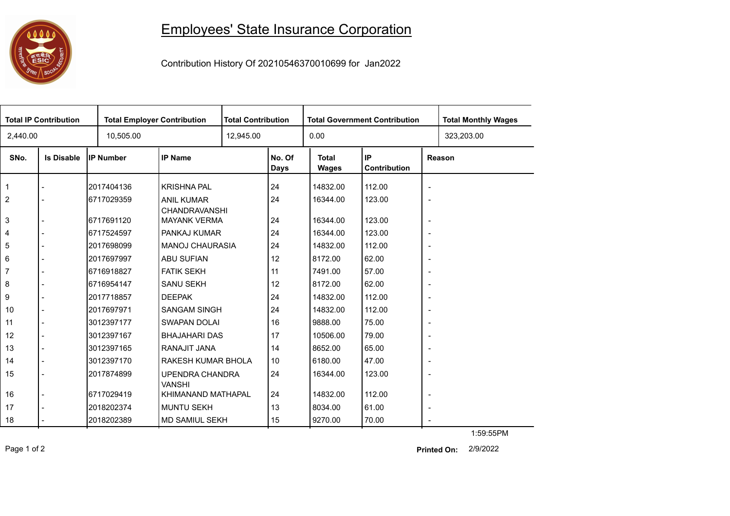# Employees' State Insurance Corporation

Contribution History Of 20210546370010699 for Jan2022

| Total IP Contribution | Total Employer Contribution | Total Contribution | Total Government Contribution | Total Monthly Wages |
|---|---|---|---|---|
| 2,440.00 | 10,505.00 | 12,945.00 | 0.00 | 323,203.00 |

| SNo. | Is Disable | IP Number | IP Name | No. Of Days | Total Wages | IP Contribution | Reason |
|---|---|---|---|---|---|---|---|
| 1 | - | 2017404136 | KRISHNA PAL | 24 | 14832.00 | 112.00 | - |
| 2 | - | 6717029359 | ANIL KUMAR CHANDRAVANSHI | 24 | 16344.00 | 123.00 | - |
| 3 | - | 6717691120 | MAYANK VERMA | 24 | 16344.00 | 123.00 | - |
| 4 | - | 6717524597 | PANKAJ KUMAR | 24 | 16344.00 | 123.00 | - |
| 5 | - | 2017698099 | MANOJ CHAURASIA | 24 | 14832.00 | 112.00 | - |
| 6 | - | 2017697997 | ABU SUFIAN | 12 | 8172.00 | 62.00 | - |
| 7 | - | 6716918827 | FATIK SEKH | 11 | 7491.00 | 57.00 | - |
| 8 | - | 6716954147 | SANU SEKH | 12 | 8172.00 | 62.00 | - |
| 9 | - | 2017718857 | DEEPAK | 24 | 14832.00 | 112.00 | - |
| 10 | - | 2017697971 | SANGAM SINGH | 24 | 14832.00 | 112.00 | - |
| 11 | - | 3012397177 | SWAPAN DOLAI | 16 | 9888.00 | 75.00 | - |
| 12 | - | 3012397167 | BHAJAHARI DAS | 17 | 10506.00 | 79.00 | - |
| 13 | - | 3012397165 | RANAJIT JANA | 14 | 8652.00 | 65.00 | - |
| 14 | - | 3012397170 | RAKESH KUMAR BHOLA | 10 | 6180.00 | 47.00 | - |
| 15 | - | 2017874899 | UPENDRA CHANDRA VANSHI | 24 | 16344.00 | 123.00 | - |
| 16 | - | 6717029419 | KHIMANAND MATHAPAL | 24 | 14832.00 | 112.00 | - |
| 17 | - | 2018202374 | MUNTU SEKH | 13 | 8034.00 | 61.00 | - |
| 18 | - | 2018202389 | MD SAMIUL SEKH | 15 | 9270.00 | 70.00 | - |

1:59:55PM

**Printed On:** 2/9/2022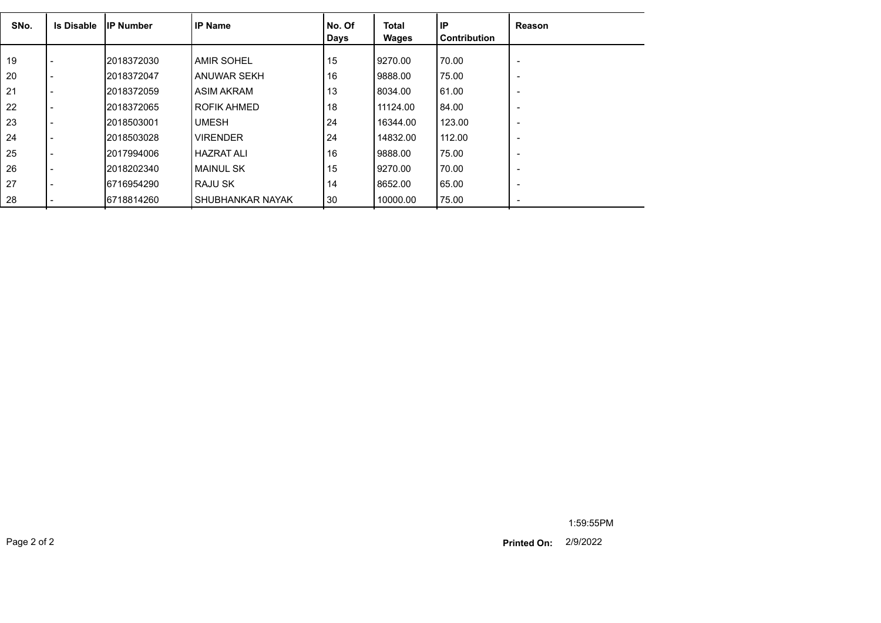| SNo. | Is Disable | IP Number | IP Name | No. Of Days | Total Wages | IP Contribution | Reason |
|---|---|---|---|---|---|---|---|
| 19 | - | 2018372030 | AMIR SOHEL | 15 | 9270.00 | 70.00 | - |
| 20 | - | 2018372047 | ANUWAR SEKH | 16 | 9888.00 | 75.00 | - |
| 21 | - | 2018372059 | ASIM AKRAM | 13 | 8034.00 | 61.00 | - |
| 22 | - | 2018372065 | ROFIK AHMED | 18 | 11124.00 | 84.00 | - |
| 23 | - | 2018503001 | UMESH | 24 | 16344.00 | 123.00 | - |
| 24 | - | 2018503028 | VIRENDER | 24 | 14832.00 | 112.00 | - |
| 25 | - | 2017994006 | HAZRAT ALI | 16 | 9888.00 | 75.00 | - |
| 26 | - | 2018202340 | MAINUL SK | 15 | 9270.00 | 70.00 | - |
| 27 | - | 6716954290 | RAJU SK | 14 | 8652.00 | 65.00 | - |
| 28 | - | 6718814260 | SHUBHANKAR NAYAK | 30 | 10000.00 | 75.00 | - |

1:59:55PM

**Printed On:** 2/9/2022